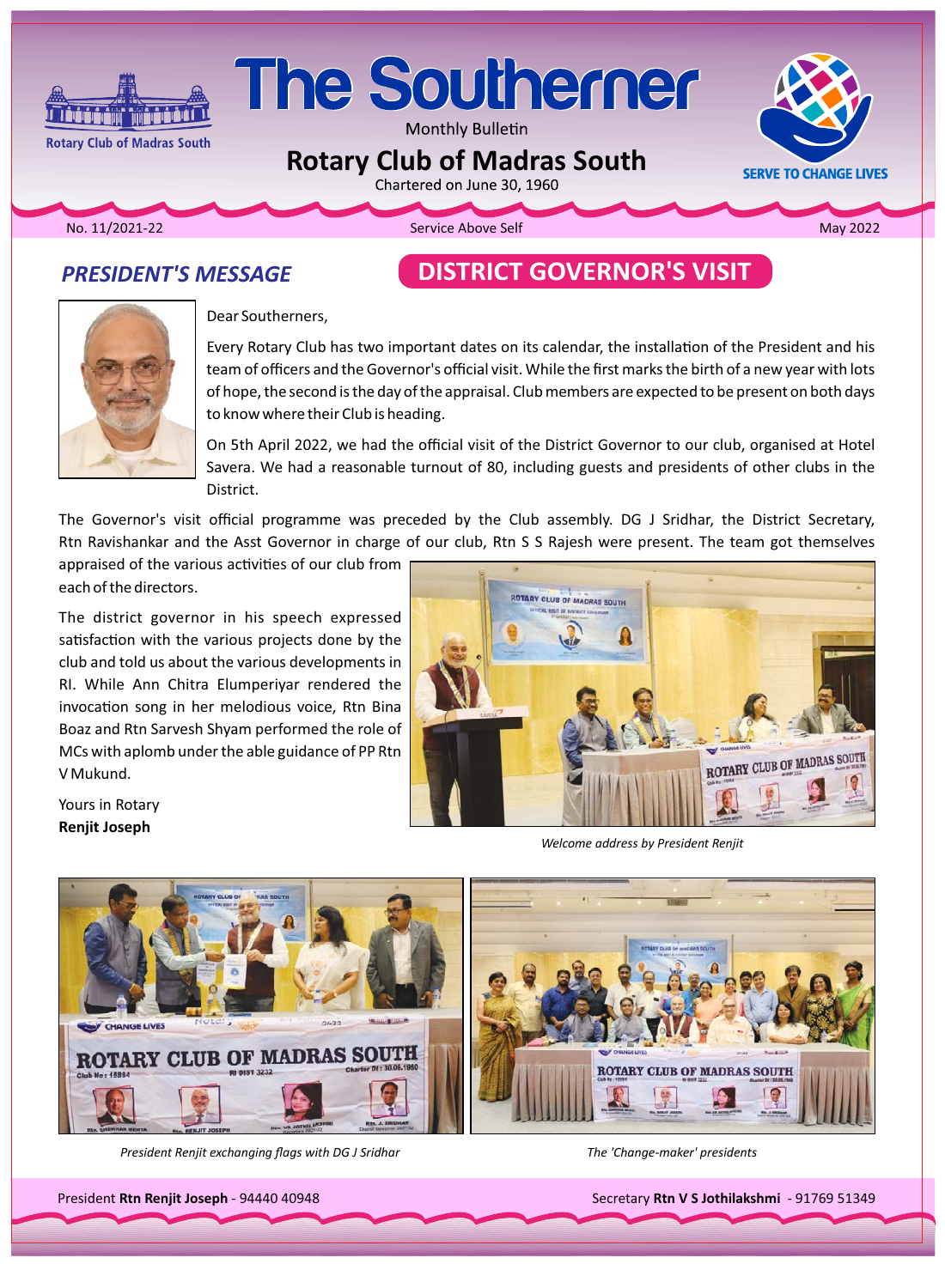# The Southerner

Monthly Bulletin

## Rotary Club of Madras South

Chartered on June 30, 1960

SERVE TO CHANGE LIVES

No. 11/2021-22 | Service Above Self | May 2022

## PRESIDENT'S MESSAGE

## DISTRICT GOVERNOR'S VISIT

Dear Southerners,

Every Rotary Club has two important dates on its calendar, the installation of the President and his team of officers and the Governor's official visit. While the first marks the birth of a new year with lots of hope, the second is the day of the appraisal. Club members are expected to be present on both days to know where their Club is heading.

On 5th April 2022, we had the official visit of the District Governor to our club, organised at Hotel Savera. We had a reasonable turnout of 80, including guests and presidents of other clubs in the District.

The Governor's visit official programme was preceded by the Club assembly. DG J Sridhar, the District Secretary, Rtn Ravishankar and the Asst Governor in charge of our club, Rtn S S Rajesh were present. The team got themselves appraised of the various activities of our club from each of the directors.

The district governor in his speech expressed satisfaction with the various projects done by the club and told us about the various developments in RI. While Ann Chitra Elumperiyar rendered the invocation song in her melodious voice, Rtn Bina Boaz and Rtn Sarvesh Shyam performed the role of MCs with aplomb under the able guidance of PP Rtn V Mukund.

Yours in Rotary
**Renjit Joseph**

*Welcome address by President Renjit*

*President Renjit exchanging flags with DG J Sridhar*

*The 'Change-maker' presidents*

President **Rtn Renjit Joseph** - 94440 40948

Secretary **Rtn V S Jothilakshmi** - 91769 51349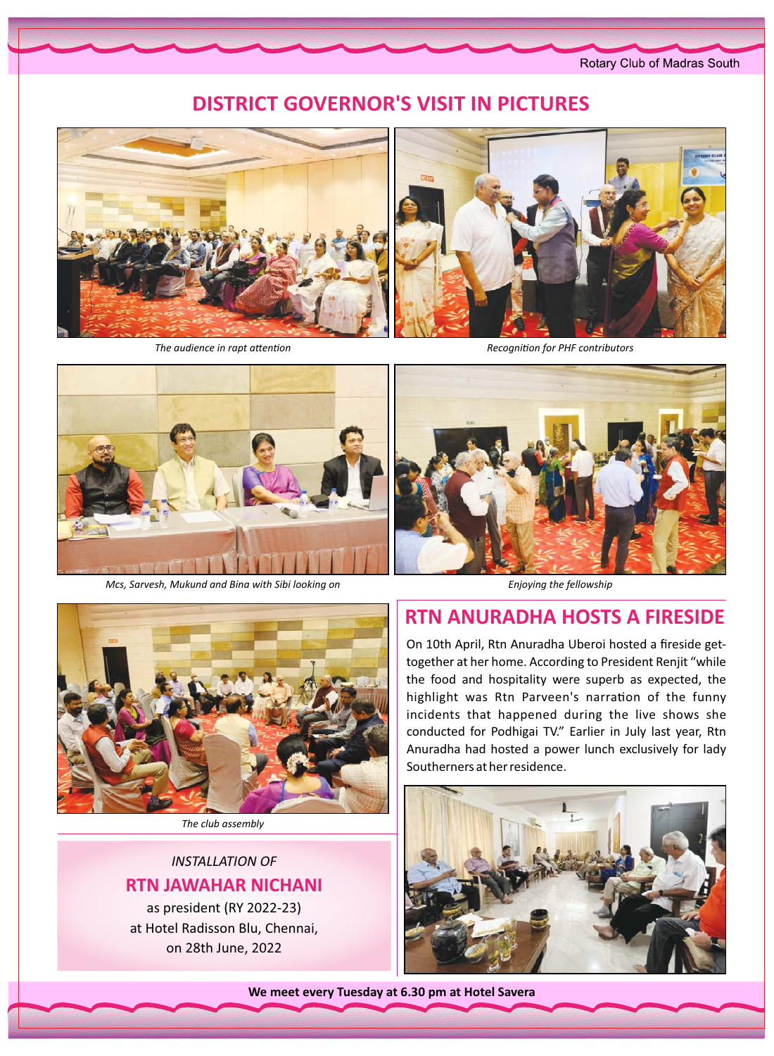# DISTRICT GOVERNOR'S VISIT IN PICTURES

*The audience in rapt attention*

*Recognition for PHF contributors*

*Mcs, Sarvesh, Mukund and Bina with Sibi looking on*

*Enjoying the fellowship*

*The club assembly*

## RTN ANURADHA HOSTS A FIRESIDE

On 10th April, Rtn Anuradha Uberoi hosted a fireside get-together at her home. According to President Renjit "while the food and hospitality were superb as expected, the highlight was Rtn Parveen's narration of the funny incidents that happened during the live shows she conducted for Podhigai TV." Earlier in July last year, Rtn Anuradha had hosted a power lunch exclusively for lady Southerners at her residence.

*INSTALLATION OF*

**RTN JAWAHAR NICHANI**

as president (RY 2022-23)
at Hotel Radisson Blu, Chennai,
on 28th June, 2022

**We meet every Tuesday at 6.30 pm at Hotel Savera**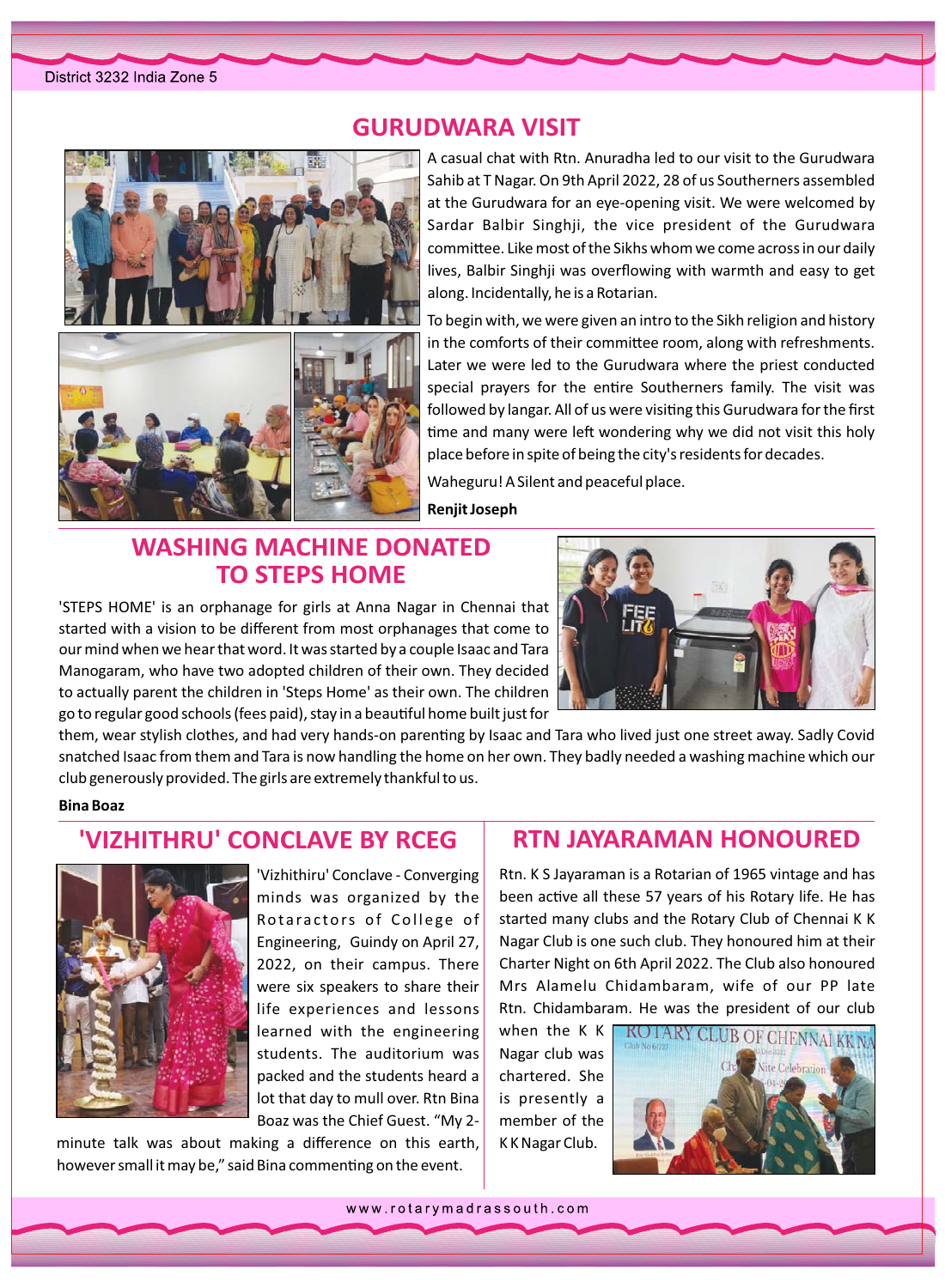## GURUDWARA VISIT

A casual chat with Rtn. Anuradha led to our visit to the Gurudwara Sahib at T Nagar. On 9th April 2022, 28 of us Southerners assembled at the Gurudwara for an eye-opening visit. We were welcomed by Sardar Balbir Singhji, the vice president of the Gurudwara committee. Like most of the Sikhs whom we come across in our daily lives, Balbir Singhji was overflowing with warmth and easy to get along. Incidentally, he is a Rotarian.

To begin with, we were given an intro to the Sikh religion and history in the comforts of their committee room, along with refreshments. Later we were led to the Gurudwara where the priest conducted special prayers for the entire Southerners family. The visit was followed by langar. All of us were visiting this Gurudwara for the first time and many were left wondering why we did not visit this holy place before in spite of being the city's residents for decades.

Waheguru! A Silent and peaceful place.

**Renjit Joseph**

## WASHING MACHINE DONATED TO STEPS HOME

'STEPS HOME' is an orphanage for girls at Anna Nagar in Chennai that started with a vision to be different from most orphanages that come to our mind when we hear that word. It was started by a couple Isaac and Tara Manogaram, who have two adopted children of their own. They decided to actually parent the children in 'Steps Home' as their own. The children go to regular good schools (fees paid), stay in a beautiful home built just for them, wear stylish clothes, and had very hands-on parenting by Isaac and Tara who lived just one street away. Sadly Covid snatched Isaac from them and Tara is now handling the home on her own. They badly needed a washing machine which our club generously provided. The girls are extremely thankful to us.

**Bina Boaz**

## 'VIZHITHRU' CONCLAVE BY RCEG

'Vizhithiru' Conclave - Converging minds was organized by the Rotaractors of College of Engineering, Guindy on April 27, 2022, on their campus. There were six speakers to share their life experiences and lessons learned with the engineering students. The auditorium was packed and the students heard a lot that day to mull over. Rtn Bina Boaz was the Chief Guest. "My 2-minute talk was about making a difference on this earth, however small it may be," said Bina commenting on the event.

## RTN JAYARAMAN HONOURED

Rtn. K S Jayaraman is a Rotarian of 1965 vintage and has been active all these 57 years of his Rotary life. He has started many clubs and the Rotary Club of Chennai K K Nagar Club is one such club. They honoured him at their Charter Night on 6th April 2022. The Club also honoured Mrs Alamelu Chidambaram, wife of our PP late Rtn. Chidambaram. He was the president of our club when the K K Nagar club was chartered. She is presently a member of the K K Nagar Club.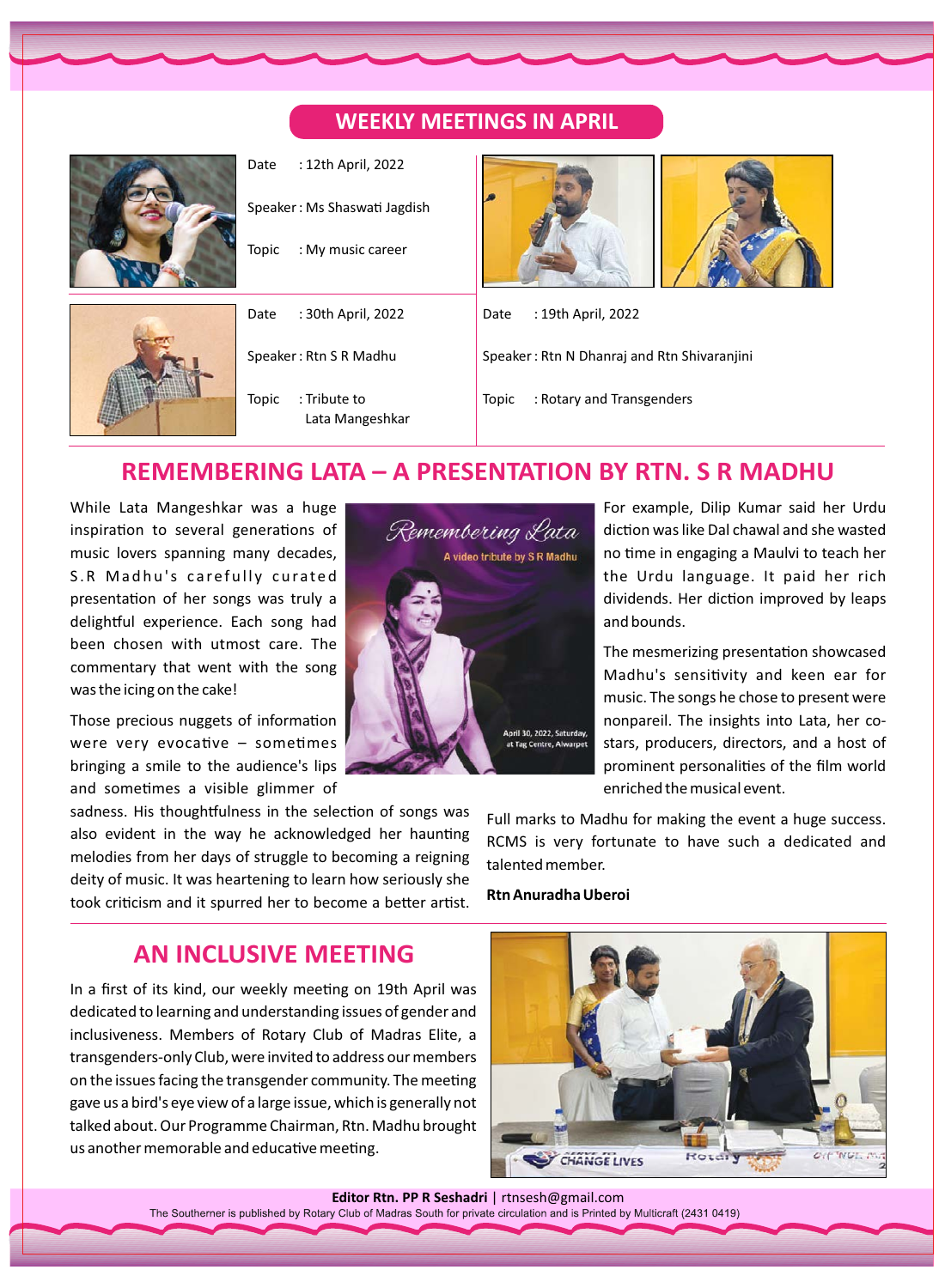## WEEKLY MEETINGS IN APRIL

Date : 12th April, 2022

Speaker : Ms Shaswati Jagdish

Topic : My music career

Date : 30th April, 2022

Speaker : Rtn S R Madhu

Topic : Tribute to Lata Mangeshkar

Date : 19th April, 2022

Speaker : Rtn N Dhanraj and Rtn Shivaranjini

Topic : Rotary and Transgenders

## REMEMBERING LATA – A PRESENTATION BY RTN. S R MADHU

While Lata Mangeshkar was a huge inspiration to several generations of music lovers spanning many decades, S.R Madhu's carefully curated presentation of her songs was truly a delightful experience. Each song had been chosen with utmost care. The commentary that went with the song was the icing on the cake!

Those precious nuggets of information were very evocative – sometimes bringing a smile to the audience's lips and sometimes a visible glimmer of sadness. His thoughtfulness in the selection of songs was also evident in the way he acknowledged her haunting melodies from her days of struggle to becoming a reigning deity of music. It was heartening to learn how seriously she took criticism and it spurred her to become a better artist.

*Remembering Lata*
A video tribute by S R Madhu
April 30, 2022, Saturday, at Tag Centre, Alwarpet

For example, Dilip Kumar said her Urdu diction was like Dal chawal and she wasted no time in engaging a Maulvi to teach her the Urdu language. It paid her rich dividends. Her diction improved by leaps and bounds.

The mesmerizing presentation showcased Madhu's sensitivity and keen ear for music. The songs he chose to present were nonpareil. The insights into Lata, her co-stars, producers, directors, and a host of prominent personalities of the film world enriched the musical event.

Full marks to Madhu for making the event a huge success. RCMS is very fortunate to have such a dedicated and talented member.

**Rtn Anuradha Uberoi**

## AN INCLUSIVE MEETING

In a first of its kind, our weekly meeting on 19th April was dedicated to learning and understanding issues of gender and inclusiveness. Members of Rotary Club of Madras Elite, a transgenders-only Club, were invited to address our members on the issues facing the transgender community. The meeting gave us a bird's eye view of a large issue, which is generally not talked about. Our Programme Chairman, Rtn. Madhu brought us another memorable and educative meeting.

**Editor Rtn. PP R Seshadri** | rtnsesh@gmail.com

The Southerner is published by Rotary Club of Madras South for private circulation and is Printed by Multicraft (2431 0419)